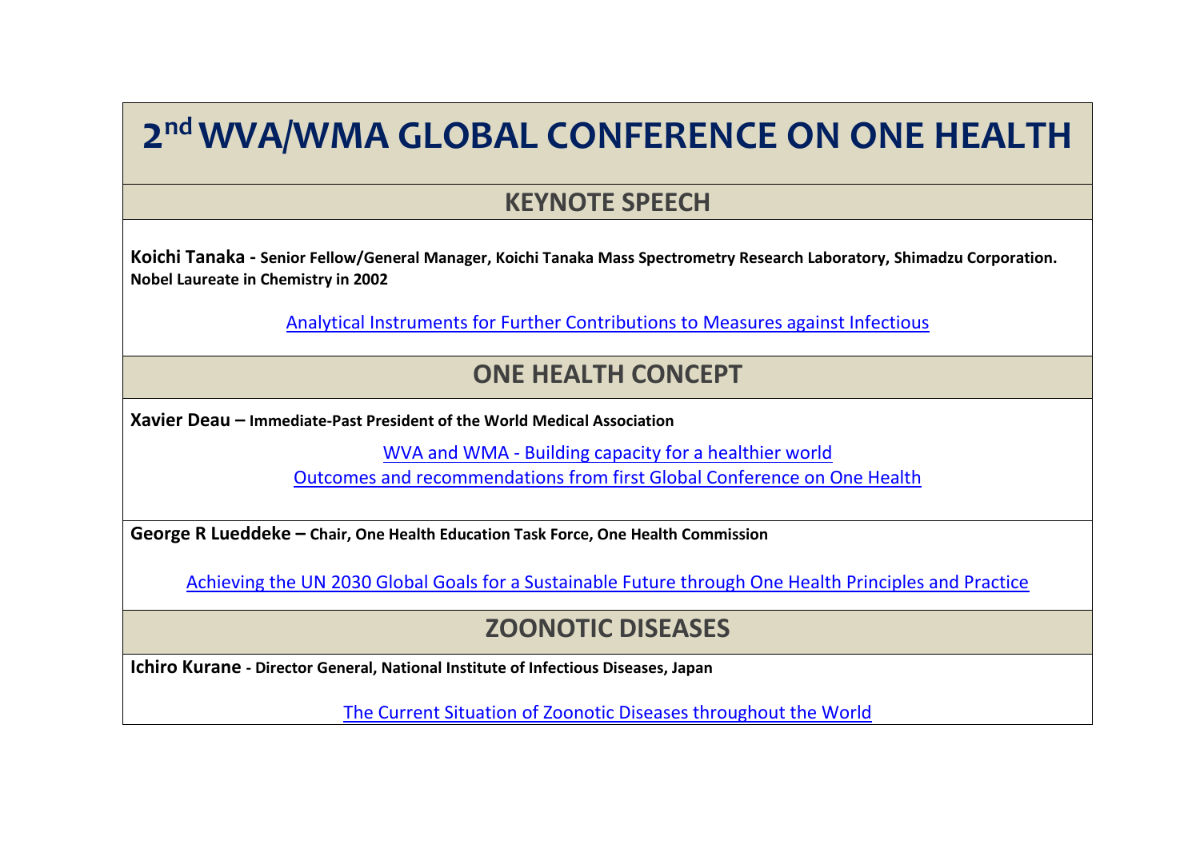# 2nd WVA/WMA GLOBAL CONFERENCE ON ONE HEALTH

## KEYNOTE SPEECH

**Koichi Tanaka - Senior Fellow/General Manager, Koichi Tanaka Mass Spectrometry Research Laboratory, Shimadzu Corporation. Nobel Laureate in Chemistry in 2002**

Analytical Instruments for Further Contributions to Measures against Infectious

## ONE HEALTH CONCEPT

**Xavier Deau – Immediate-Past President of the World Medical Association**

WVA and WMA - Building capacity for a healthier world

Outcomes and recommendations from first Global Conference on One Health

**George R Lueddeke – Chair, One Health Education Task Force, One Health Commission**

Achieving the UN 2030 Global Goals for a Sustainable Future through One Health Principles and Practice

## ZOONOTIC DISEASES

**Ichiro Kurane - Director General, National Institute of Infectious Diseases, Japan**

The Current Situation of Zoonotic Diseases throughout the World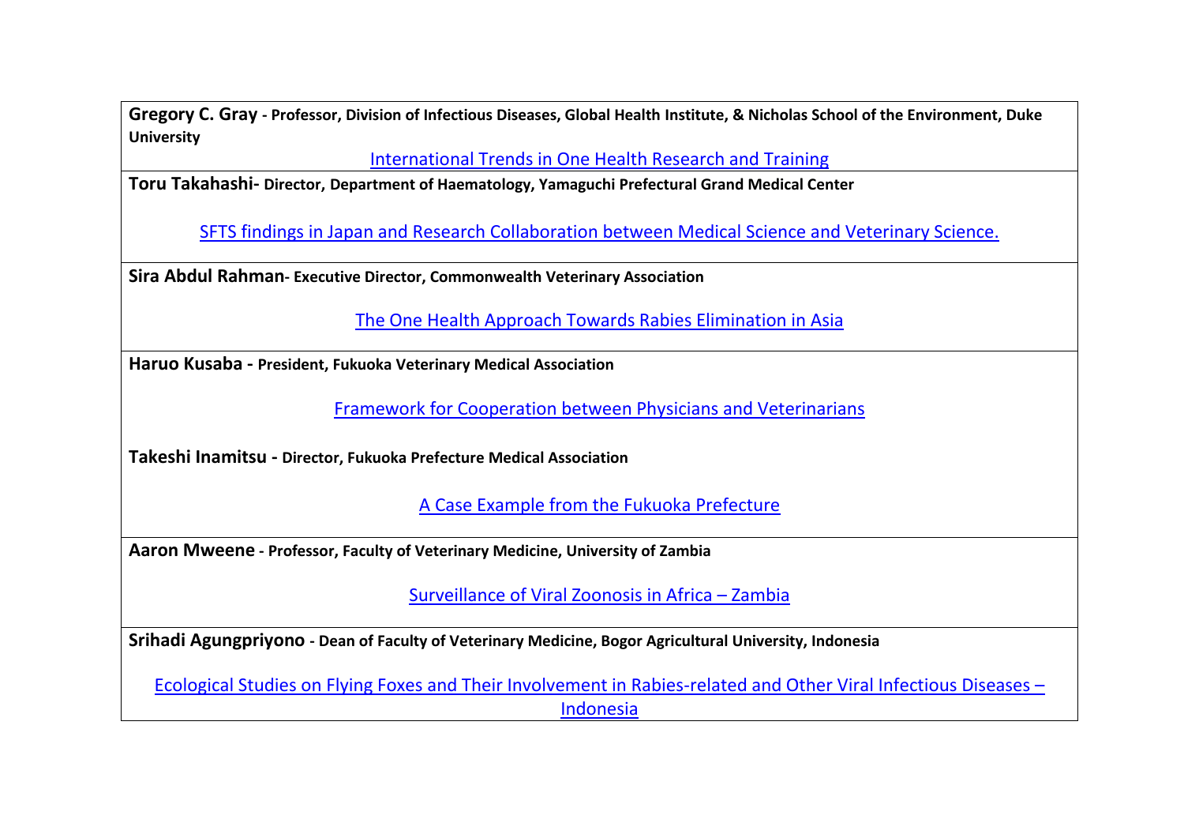**Gregory C. Gray** - **Professor, Division of Infectious Diseases, Global Health Institute, & Nicholas School of the Environment, Duke University**

International Trends in One Health Research and Training

**Toru Takahashi**- **Director, Department of Haematology, Yamaguchi Prefectural Grand Medical Center**

SFTS findings in Japan and Research Collaboration between Medical Science and Veterinary Science.

**Sira Abdul Rahman**- **Executive Director, Commonwealth Veterinary Association**

The One Health Approach Towards Rabies Elimination in Asia

**Haruo Kusaba** - **President, Fukuoka Veterinary Medical Association**

Framework for Cooperation between Physicians and Veterinarians

**Takeshi Inamitsu** - **Director, Fukuoka Prefecture Medical Association**

A Case Example from the Fukuoka Prefecture

**Aaron Mweene** - **Professor, Faculty of Veterinary Medicine, University of Zambia**

Surveillance of Viral Zoonosis in Africa – Zambia

**Srihadi Agungpriyono** - **Dean of Faculty of Veterinary Medicine, Bogor Agricultural University, Indonesia**

Ecological Studies on Flying Foxes and Their Involvement in Rabies-related and Other Viral Infectious Diseases – Indonesia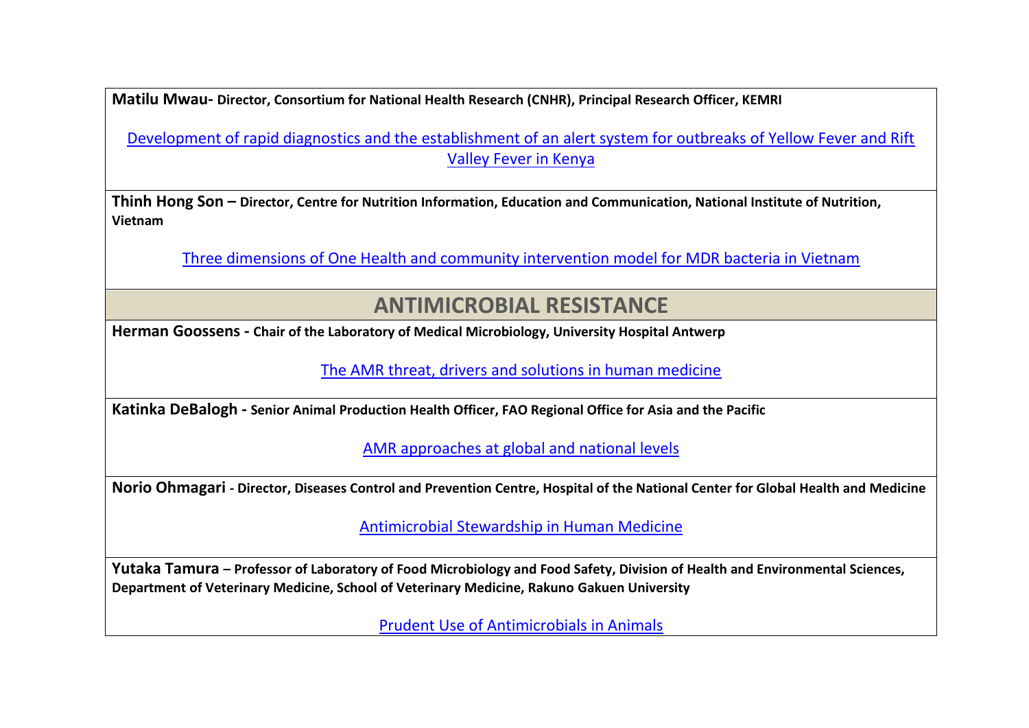**Matilu Mwau- Director, Consortium for National Health Research (CNHR), Principal Research Officer, KEMRI**

Development of rapid diagnostics and the establishment of an alert system for outbreaks of Yellow Fever and Rift Valley Fever in Kenya

**Thinh Hong Son – Director, Centre for Nutrition Information, Education and Communication, National Institute of Nutrition, Vietnam**

Three dimensions of One Health and community intervention model for MDR bacteria in Vietnam

## ANTIMICROBIAL RESISTANCE

**Herman Goossens - Chair of the Laboratory of Medical Microbiology, University Hospital Antwerp**

The AMR threat, drivers and solutions in human medicine

**Katinka DeBalogh - Senior Animal Production Health Officer, FAO Regional Office for Asia and the Pacific**

AMR approaches at global and national levels

**Norio Ohmagari - Director, Diseases Control and Prevention Centre, Hospital of the National Center for Global Health and Medicine**

Antimicrobial Stewardship in Human Medicine

**Yutaka Tamura – Professor of Laboratory of Food Microbiology and Food Safety, Division of Health and Environmental Sciences, Department of Veterinary Medicine, School of Veterinary Medicine, Rakuno Gakuen University**

Prudent Use of Antimicrobials in Animals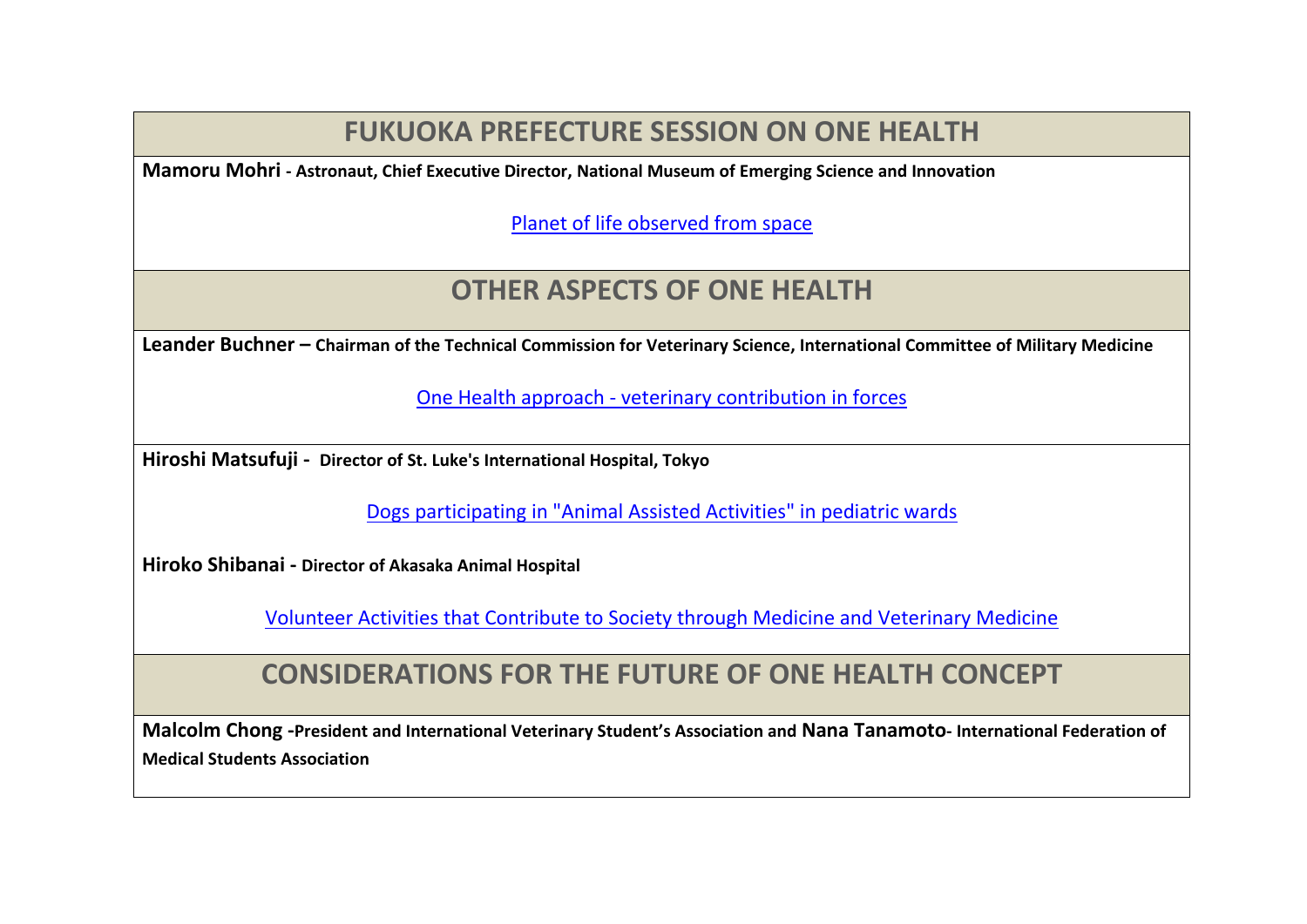## FUKUOKA PREFECTURE SESSION ON ONE HEALTH

**Mamoru Mohri - Astronaut, Chief Executive Director, National Museum of Emerging Science and Innovation**

Planet of life observed from space

## OTHER ASPECTS OF ONE HEALTH

**Leander Buchner – Chairman of the Technical Commission for Veterinary Science, International Committee of Military Medicine**

One Health approach - veterinary contribution in forces

**Hiroshi Matsufuji - Director of St. Luke's International Hospital, Tokyo**

Dogs participating in "Animal Assisted Activities" in pediatric wards

**Hiroko Shibanai - Director of Akasaka Animal Hospital**

Volunteer Activities that Contribute to Society through Medicine and Veterinary Medicine

## CONSIDERATIONS FOR THE FUTURE OF ONE HEALTH CONCEPT

**Malcolm Chong -President and International Veterinary Student's Association and Nana Tanamoto- International Federation of Medical Students Association**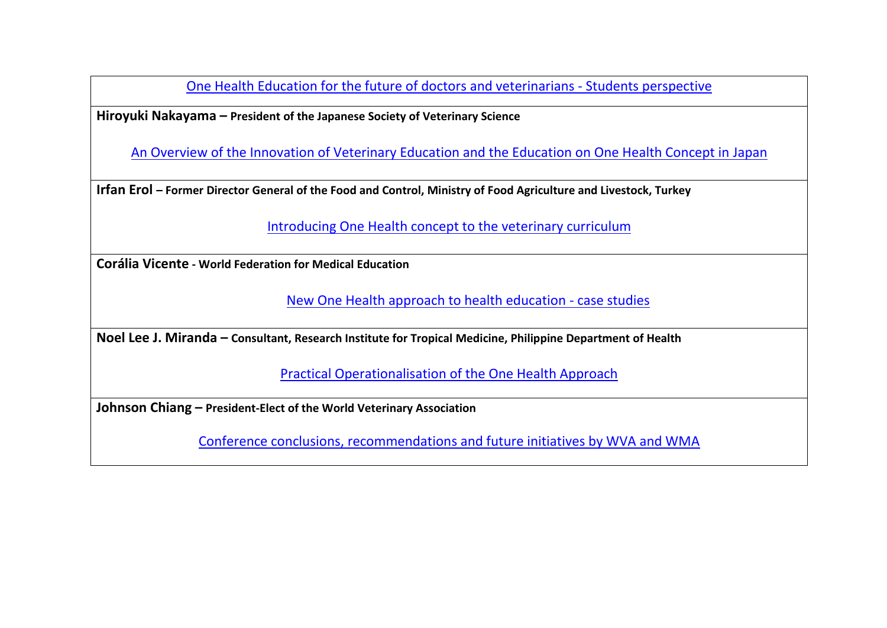| |
|---|
| One Health Education for the future of doctors and veterinarians - Students perspective |
| **Hiroyuki Nakayama – President of the Japanese Society of Veterinary Science**<br><br>An Overview of the Innovation of Veterinary Education and the Education on One Health Concept in Japan |
| **Irfan Erol – Former Director General of the Food and Control, Ministry of Food Agriculture and Livestock, Turkey**<br><br>Introducing One Health concept to the veterinary curriculum |
| **Corália Vicente - World Federation for Medical Education**<br><br>New One Health approach to health education - case studies |
| **Noel Lee J. Miranda – Consultant, Research Institute for Tropical Medicine, Philippine Department of Health**<br><br>Practical Operationalisation of the One Health Approach |
| **Johnson Chiang – President-Elect of the World Veterinary Association**<br><br>Conference conclusions, recommendations and future initiatives by WVA and WMA |